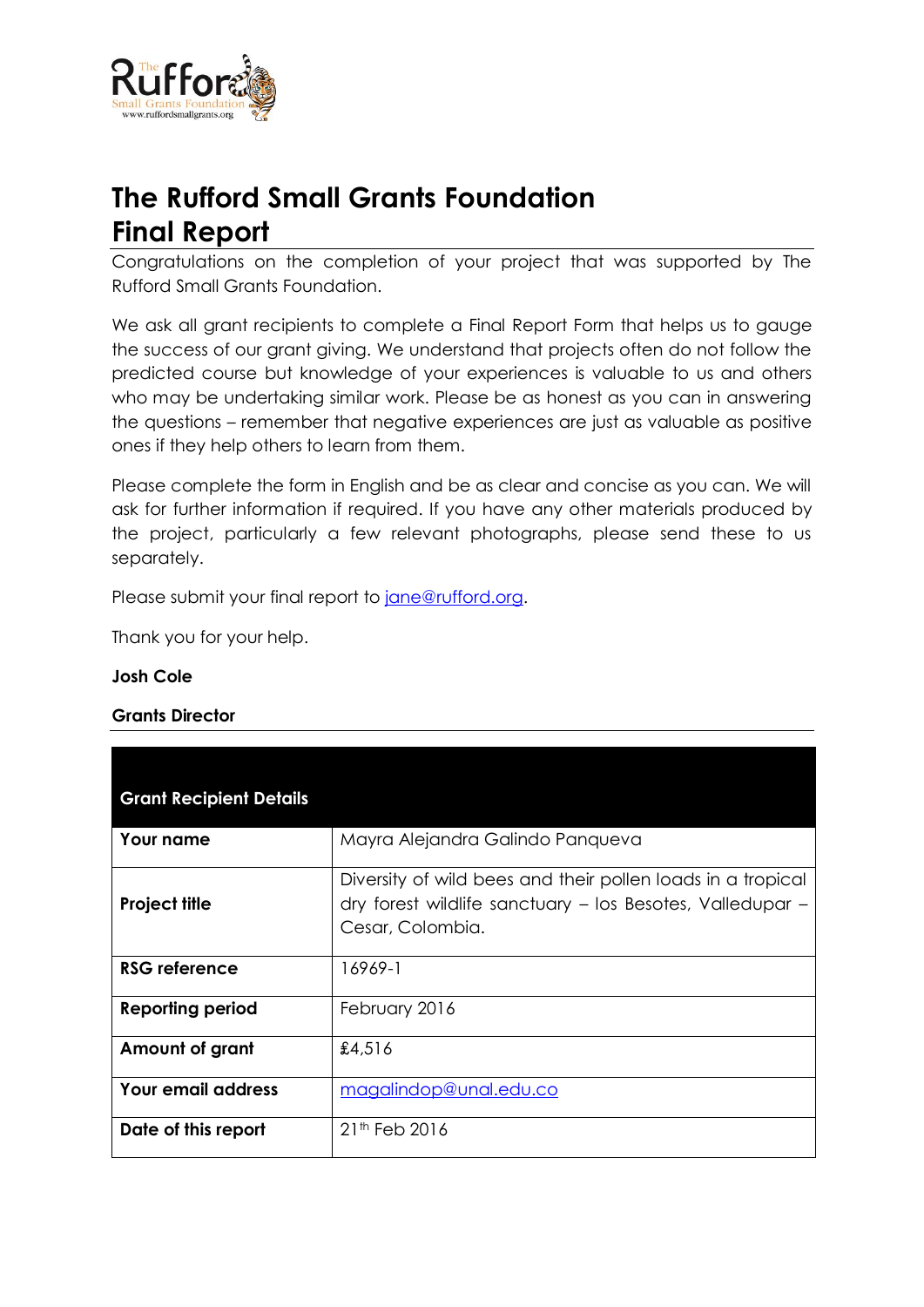# The Rufford Small Grants Foundation
# Final Report

Congratulations on the completion of your project that was supported by The Rufford Small Grants Foundation.

We ask all grant recipients to complete a Final Report Form that helps us to gauge the success of our grant giving. We understand that projects often do not follow the predicted course but knowledge of your experiences is valuable to us and others who may be undertaking similar work. Please be as honest as you can in answering the questions – remember that negative experiences are just as valuable as positive ones if they help others to learn from them.

Please complete the form in English and be as clear and concise as you can. We will ask for further information if required. If you have any other materials produced by the project, particularly a few relevant photographs, please send these to us separately.

Please submit your final report to jane@rufford.org.

Thank you for your help.

**Josh Cole**

**Grants Director**

| **Grant Recipient Details** | |
|---|---|
| **Your name** | Mayra Alejandra Galindo Panqueva |
| **Project title** | Diversity of wild bees and their pollen loads in a tropical dry forest wildlife sanctuary – los Besotes, Valledupar – Cesar, Colombia. |
| **RSG reference** | 16969-1 |
| **Reporting period** | February 2016 |
| **Amount of grant** | £4,516 |
| **Your email address** | magalindop@unal.edu.co |
| **Date of this report** | 21th Feb 2016 |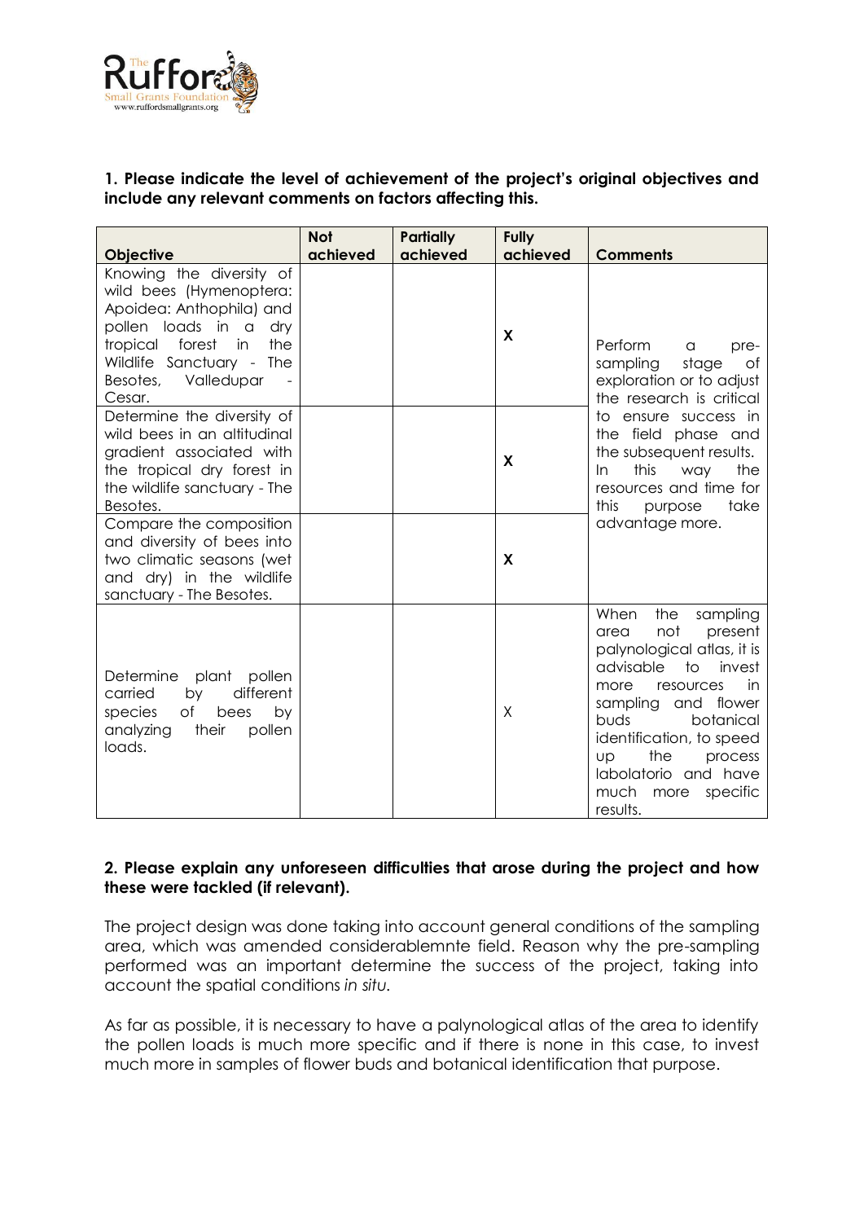**1. Please indicate the level of achievement of the project's original objectives and include any relevant comments on factors affecting this.**

| Objective | Not achieved | Partially achieved | Fully achieved | Comments |
|---|---|---|---|---|
| Knowing the diversity of wild bees (Hymenoptera: Apoidea: Anthophila) and pollen loads in a dry tropical forest in the Wildlife Sanctuary - The Besotes, Valledupar - Cesar. | | | X | Perform a pre-sampling stage of exploration or to adjust the research is critical to ensure success in the field phase and the subsequent results. In this way the resources and time for this purpose take advantage more. |
| Determine the diversity of wild bees in an altitudinal gradient associated with the tropical dry forest in the wildlife sanctuary - The Besotes. | | | X | |
| Compare the composition and diversity of bees into two climatic seasons (wet and dry) in the wildlife sanctuary - The Besotes. | | | X | |
| Determine plant pollen carried by different species of bees by analyzing their pollen loads. | | | X | When the sampling area not present palynological atlas, it is advisable to invest more resources in sampling and flower buds botanical identification, to speed up the process labolatorio and have much more specific results. |

**2. Please explain any unforeseen difficulties that arose during the project and how these were tackled (if relevant).**

The project design was done taking into account general conditions of the sampling area, which was amended considerablemnte field. Reason why the pre-sampling performed was an important determine the success of the project, taking into account the spatial conditions *in situ.*

As far as possible, it is necessary to have a palynological atlas of the area to identify the pollen loads is much more specific and if there is none in this case, to invest much more in samples of flower buds and botanical identification that purpose.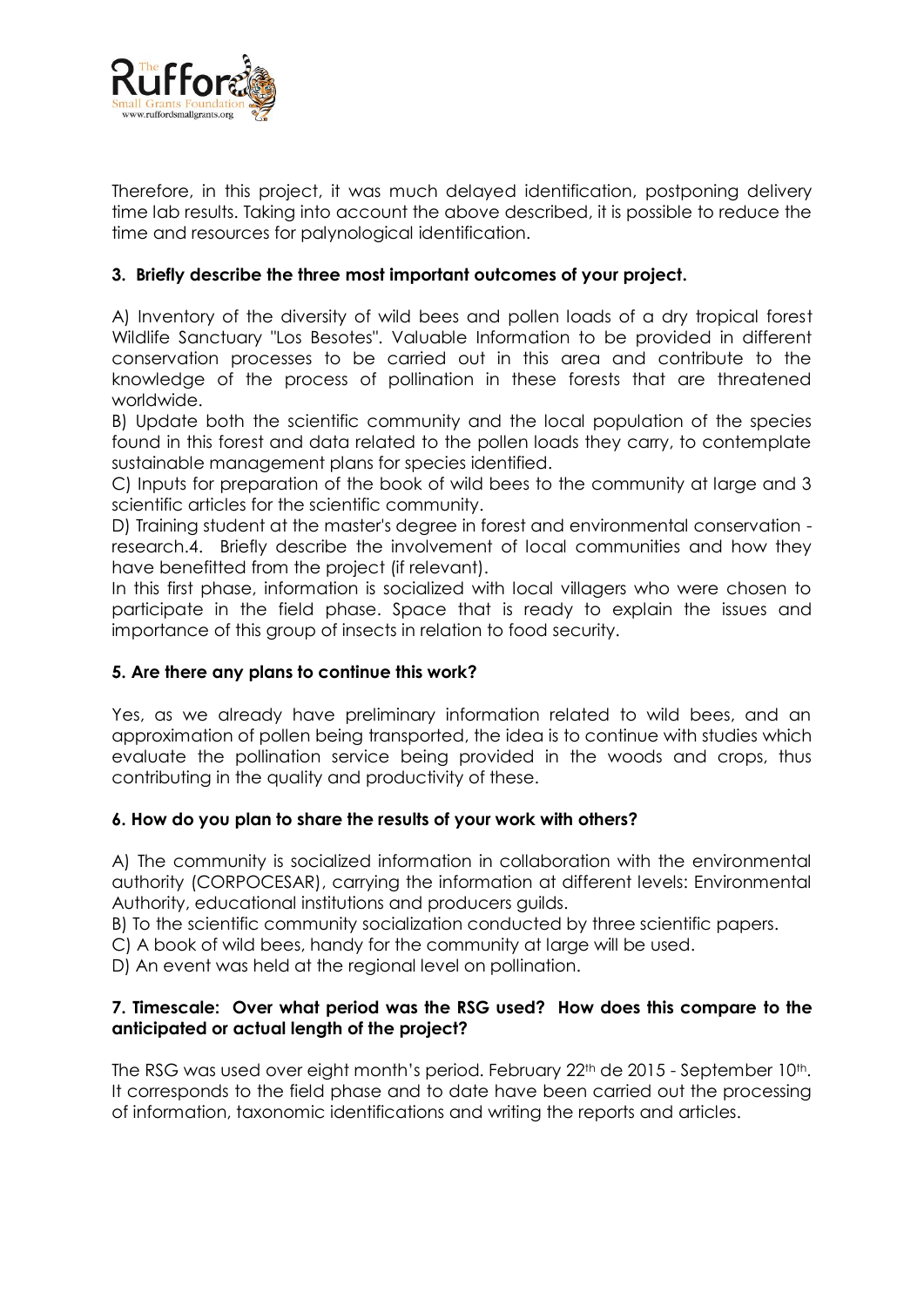Therefore, in this project, it was much delayed identification, postponing delivery time lab results. Taking into account the above described, it is possible to reduce the time and resources for palynological identification.

### 3. Briefly describe the three most important outcomes of your project.

A) Inventory of the diversity of wild bees and pollen loads of a dry tropical forest Wildlife Sanctuary "Los Besotes". Valuable Information to be provided in different conservation processes to be carried out in this area and contribute to the knowledge of the process of pollination in these forests that are threatened worldwide.

B) Update both the scientific community and the local population of the species found in this forest and data related to the pollen loads they carry, to contemplate sustainable management plans for species identified.

C) Inputs for preparation of the book of wild bees to the community at large and 3 scientific articles for the scientific community.

D) Training student at the master's degree in forest and environmental conservation - research.4. Briefly describe the involvement of local communities and how they have benefitted from the project (if relevant).

In this first phase, information is socialized with local villagers who were chosen to participate in the field phase. Space that is ready to explain the issues and importance of this group of insects in relation to food security.

### 5. Are there any plans to continue this work?

Yes, as we already have preliminary information related to wild bees, and an approximation of pollen being transported, the idea is to continue with studies which evaluate the pollination service being provided in the woods and crops, thus contributing in the quality and productivity of these.

### 6. How do you plan to share the results of your work with others?

A) The community is socialized information in collaboration with the environmental authority (CORPOCESAR), carrying the information at different levels: Environmental Authority, educational institutions and producers guilds.

B) To the scientific community socialization conducted by three scientific papers.

C) A book of wild bees, handy for the community at large will be used.

D) An event was held at the regional level on pollination.

### 7. Timescale: Over what period was the RSG used? How does this compare to the anticipated or actual length of the project?

The RSG was used over eight month's period. February 22th de 2015 - September 10th. It corresponds to the field phase and to date have been carried out the processing of information, taxonomic identifications and writing the reports and articles.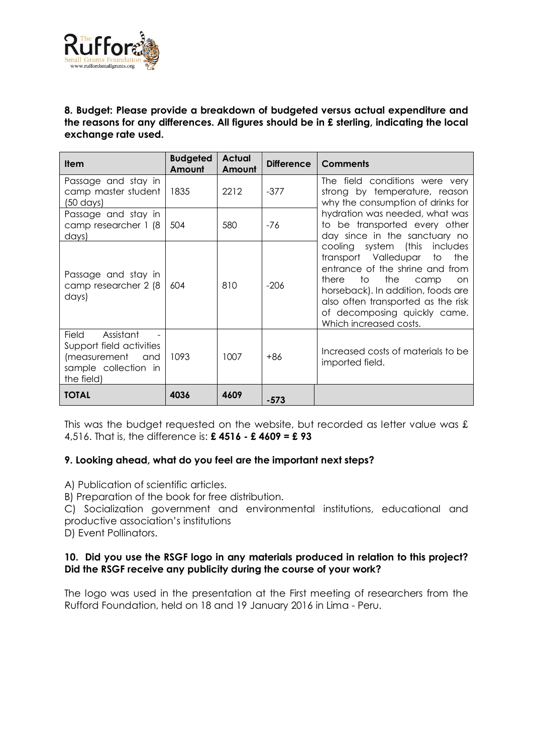**8. Budget: Please provide a breakdown of budgeted versus actual expenditure and the reasons for any differences. All figures should be in £ sterling, indicating the local exchange rate used.**

| Item | Budgeted Amount | Actual Amount | Difference | Comments |
|---|---|---|---|---|
| Passage and stay in camp master student (50 days) | 1835 | 2212 | -377 | The field conditions were very strong by temperature, reason why the consumption of drinks for hydration was needed, what was to be transported every other day since in the sanctuary no cooling system (this includes transport Valledupar to the entrance of the shrine and from there to the camp on horseback). In addition, foods are also often transported as the risk of decomposing quickly came. Which increased costs. |
| Passage and stay in camp researcher 1 (8 days) | 504 | 580 | -76 | |
| Passage and stay in camp researcher 2 (8 days) | 604 | 810 | -206 | |
| Field Assistant - Support field activities (measurement and sample collection in the field) | 1093 | 1007 | +86 | Increased costs of materials to be imported field. |
| **TOTAL** | **4036** | **4609** | **-573** | |

This was the budget requested on the website, but recorded as letter value was £ 4,516. That is, the difference is: **£ 4516 - £ 4609 = £ 93**

**9. Looking ahead, what do you feel are the important next steps?**

A) Publication of scientific articles.
B) Preparation of the book for free distribution.
C) Socialization government and environmental institutions, educational and productive association's institutions
D) Event Pollinators.

**10. Did you use the RSGF logo in any materials produced in relation to this project? Did the RSGF receive any publicity during the course of your work?**

The logo was used in the presentation at the First meeting of researchers from the Rufford Foundation, held on 18 and 19 January 2016 in Lima - Peru.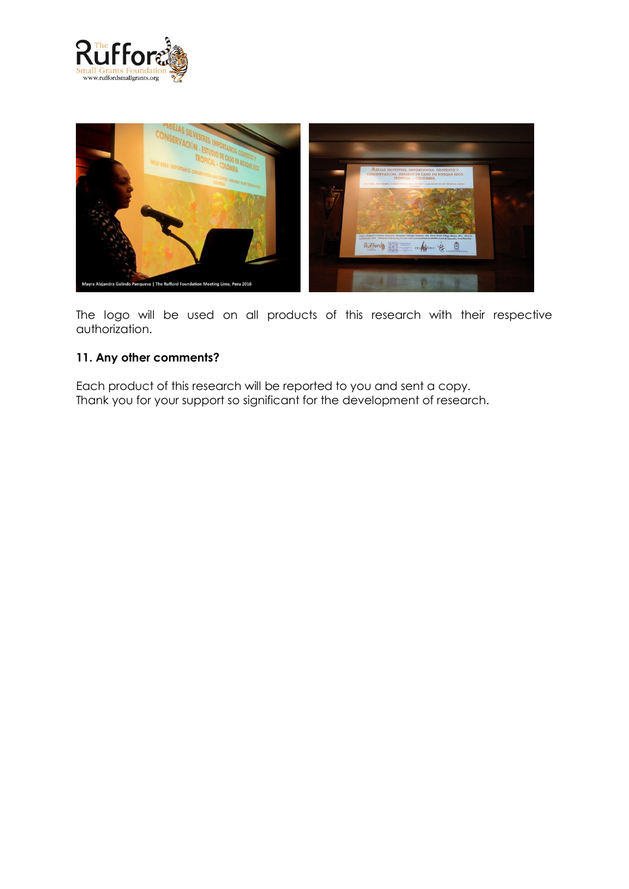The logo will be used on all products of this research with their respective authorization.

**11. Any other comments?**

Each product of this research will be reported to you and sent a copy.
Thank you for your support so significant for the development of research.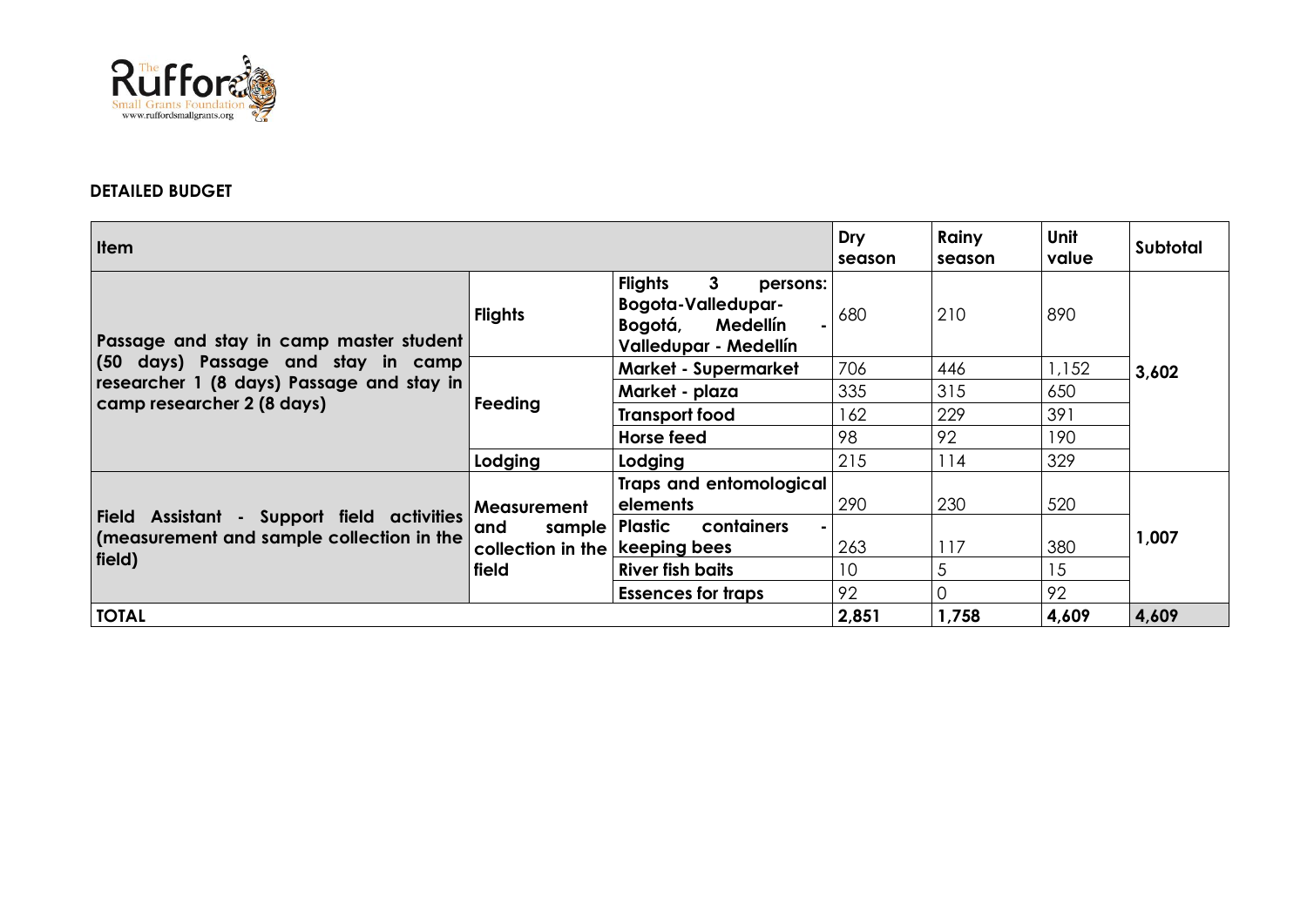**DETAILED BUDGET**

| Item | | | Dry season | Rainy season | Unit value | Subtotal |
|---|---|---|---|---|---|---|
| Passage and stay in camp master student (50 days) Passage and stay in camp researcher 1 (8 days) Passage and stay in camp researcher 2 (8 days) | Flights | Flights 3 persons: Bogota-Valledupar-Bogotá, Medellín - Valledupar - Medellín | 680 | 210 | 890 | 3,602 |
| | Feeding | Market - Supermarket | 706 | 446 | 1,152 | |
| | | Market - plaza | 335 | 315 | 650 | |
| | | Transport food | 162 | 229 | 391 | |
| | | Horse feed | 98 | 92 | 190 | |
| | Lodging | Lodging | 215 | 114 | 329 | |
| Field Assistant - Support field activities (measurement and sample collection in the field) | Measurement and sample collection in the field | Traps and entomological elements | 290 | 230 | 520 | 1,007 |
| | | Plastic containers - keeping bees | 263 | 117 | 380 | |
| | | River fish baits | 10 | 5 | 15 | |
| | | Essences for traps | 92 | 0 | 92 | |
| **TOTAL** | | | **2,851** | **1,758** | **4,609** | **4,609** |